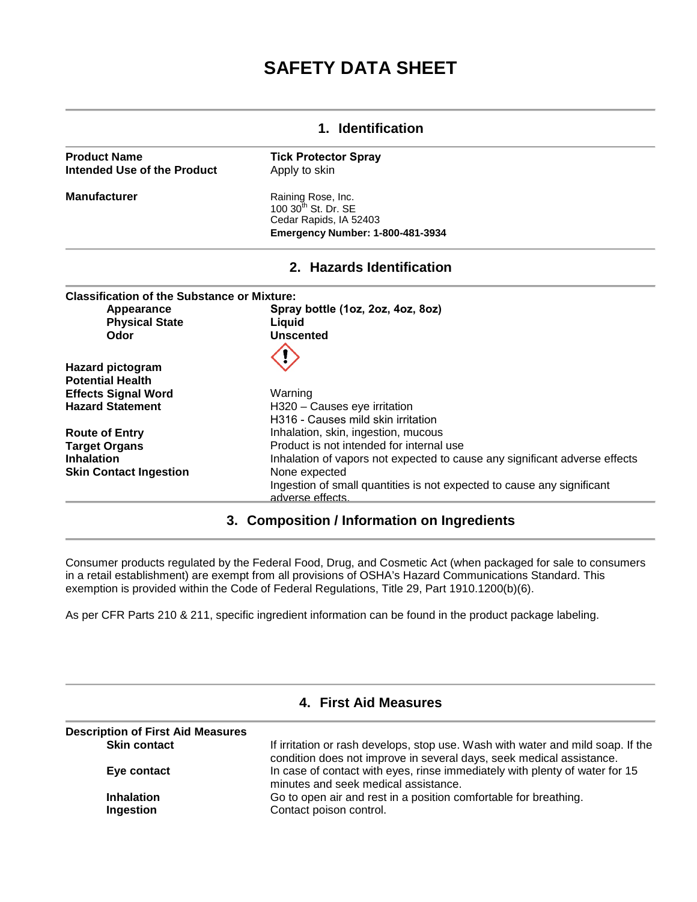# SAFETY DATA SHEET

## 1. Identification

| | |
|---|---|
| **Product Name** | **Tick Protector Spray** |
| **Intended Use of the Product** | Apply to skin |
| **Manufacturer** | Raining Rose, Inc.<br>100 30th St. Dr. SE<br>Cedar Rapids, IA 52403<br>**Emergency Number: 1-800-481-3934** |

## 2. Hazards Identification

**Classification of the Substance or Mixture:**

| | |
|---|---|
| **Appearance** | **Spray bottle (1oz, 2oz, 4oz, 8oz)** |
| **Physical State** | **Liquid** |
| **Odor** | **Unscented** |
| **Hazard pictogram** | |
| **Potential Health Effects Signal Word** | Warning |
| **Hazard Statement** | H320 – Causes eye irritation<br>H316 - Causes mild skin irritation |
| **Route of Entry** | Inhalation, skin, ingestion, mucous |
| **Target Organs** | Product is not intended for internal use |
| **Inhalation** | Inhalation of vapors not expected to cause any significant adverse effects |
| **Skin Contact** | None expected |
| **Ingestion** | Ingestion of small quantities is not expected to cause any significant adverse effects. |

## 3. Composition / Information on Ingredients

Consumer products regulated by the Federal Food, Drug, and Cosmetic Act (when packaged for sale to consumers in a retail establishment) are exempt from all provisions of OSHA's Hazard Communications Standard. This exemption is provided within the Code of Federal Regulations, Title 29, Part 1910.1200(b)(6).

As per CFR Parts 210 & 211, specific ingredient information can be found in the product package labeling.

## 4. First Aid Measures

**Description of First Aid Measures**

| | |
|---|---|
| **Skin contact** | If irritation or rash develops, stop use. Wash with water and mild soap. If the condition does not improve in several days, seek medical assistance. |
| **Eye contact** | In case of contact with eyes, rinse immediately with plenty of water for 15 minutes and seek medical assistance. |
| **Inhalation** | Go to open air and rest in a position comfortable for breathing. |
| **Ingestion** | Contact poison control. |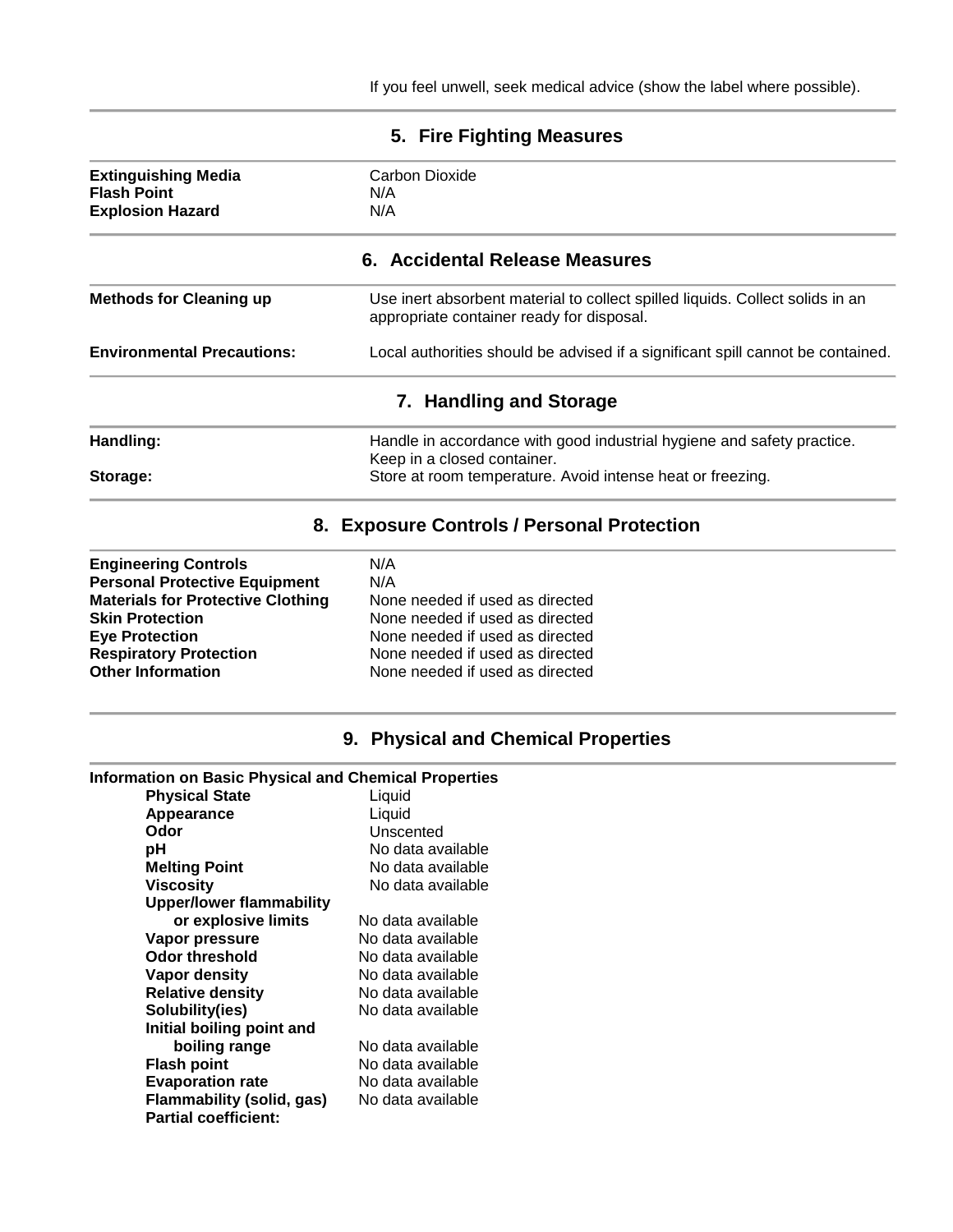If you feel unwell, seek medical advice (show the label where possible).

## 5. Fire Fighting Measures

| | |
|---|---|
| **Extinguishing Media** | Carbon Dioxide |
| **Flash Point** | N/A |
| **Explosion Hazard** | N/A |

## 6. Accidental Release Measures

| | |
|---|---|
| **Methods for Cleaning up** | Use inert absorbent material to collect spilled liquids. Collect solids in an appropriate container ready for disposal. |
| **Environmental Precautions:** | Local authorities should be advised if a significant spill cannot be contained. |

## 7. Handling and Storage

| | |
|---|---|
| **Handling:** | Handle in accordance with good industrial hygiene and safety practice. Keep in a closed container. |
| **Storage:** | Store at room temperature. Avoid intense heat or freezing. |

## 8. Exposure Controls / Personal Protection

| | |
|---|---|
| **Engineering Controls** | N/A |
| **Personal Protective Equipment** | N/A |
| **Materials for Protective Clothing** | None needed if used as directed |
| **Skin Protection** | None needed if used as directed |
| **Eye Protection** | None needed if used as directed |
| **Respiratory Protection** | None needed if used as directed |
| **Other Information** | None needed if used as directed |

## 9. Physical and Chemical Properties

**Information on Basic Physical and Chemical Properties**

| | |
|---|---|
| **Physical State** | Liquid |
| **Appearance** | Liquid |
| **Odor** | Unscented |
| **pH** | No data available |
| **Melting Point** | No data available |
| **Viscosity** | No data available |
| **Upper/lower flammability or explosive limits** | No data available |
| **Vapor pressure** | No data available |
| **Odor threshold** | No data available |
| **Vapor density** | No data available |
| **Relative density** | No data available |
| **Solubility(ies)** | No data available |
| **Initial boiling point and boiling range** | No data available |
| **Flash point** | No data available |
| **Evaporation rate** | No data available |
| **Flammability (solid, gas)** | No data available |
| **Partial coefficient:** | |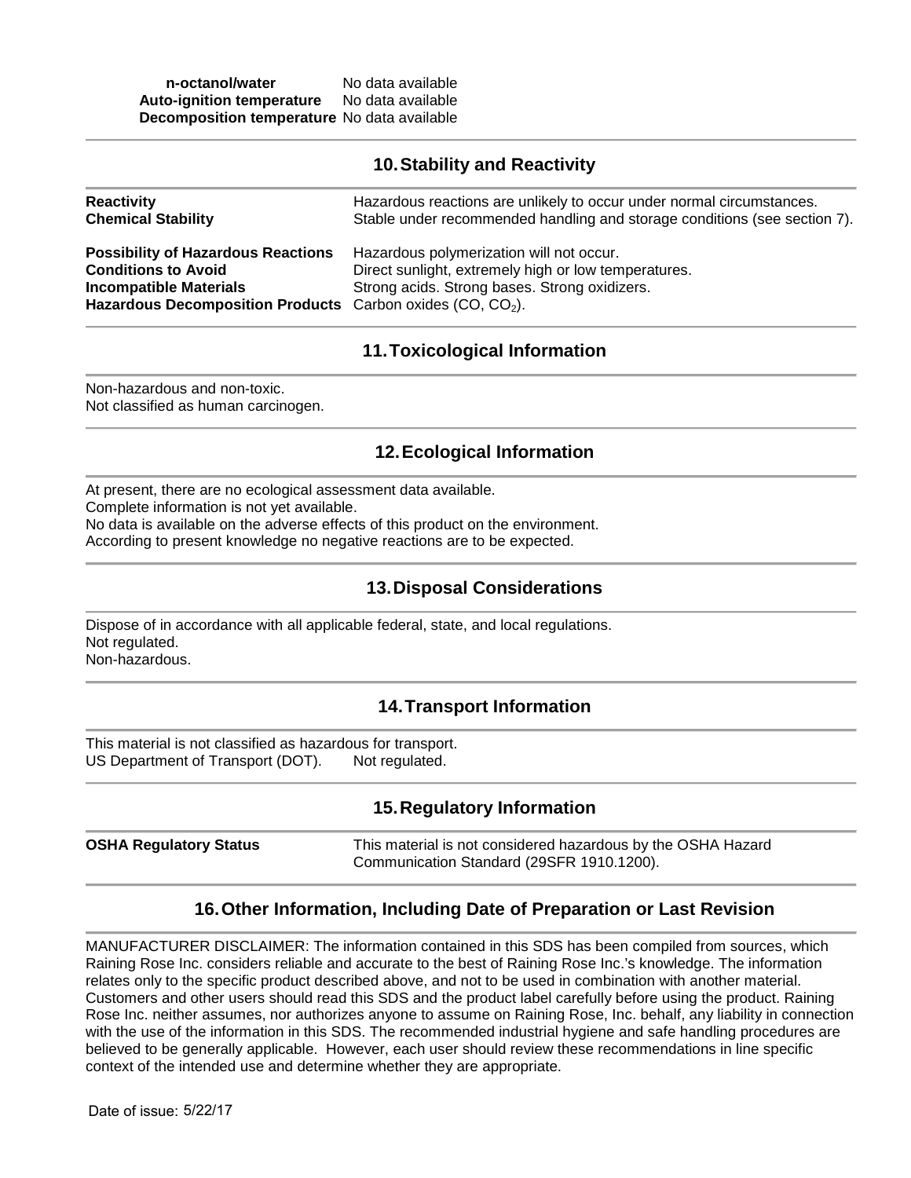| | |
|---|---|
| **n-octanol/water** | No data available |
| **Auto-ignition temperature** | No data available |
| **Decomposition temperature** | No data available |

## 10. Stability and Reactivity

| | |
|---|---|
| **Reactivity** | Hazardous reactions are unlikely to occur under normal circumstances. |
| **Chemical Stability** | Stable under recommended handling and storage conditions (see section 7). |
| **Possibility of Hazardous Reactions** | Hazardous polymerization will not occur. |
| **Conditions to Avoid** | Direct sunlight, extremely high or low temperatures. |
| **Incompatible Materials** | Strong acids. Strong bases. Strong oxidizers. |
| **Hazardous Decomposition Products** | Carbon oxides (CO, $CO_2$). |

## 11. Toxicological Information

Non-hazardous and non-toxic.
Not classified as human carcinogen.

## 12. Ecological Information

At present, there are no ecological assessment data available.
Complete information is not yet available.
No data is available on the adverse effects of this product on the environment.
According to present knowledge no negative reactions are to be expected.

## 13. Disposal Considerations

Dispose of in accordance with all applicable federal, state, and local regulations.
Not regulated.
Non-hazardous.

## 14. Transport Information

This material is not classified as hazardous for transport.
US Department of Transport (DOT). Not regulated.

## 15. Regulatory Information

| | |
|---|---|
| **OSHA Regulatory Status** | This material is not considered hazardous by the OSHA Hazard Communication Standard (29SFR 1910.1200). |

## 16. Other Information, Including Date of Preparation or Last Revision

MANUFACTURER DISCLAIMER: The information contained in this SDS has been compiled from sources, which Raining Rose Inc. considers reliable and accurate to the best of Raining Rose Inc.'s knowledge. The information relates only to the specific product described above, and not to be used in combination with another material. Customers and other users should read this SDS and the product label carefully before using the product. Raining Rose Inc. neither assumes, nor authorizes anyone to assume on Raining Rose, Inc. behalf, any liability in connection with the use of the information in this SDS. The recommended industrial hygiene and safe handling procedures are believed to be generally applicable. However, each user should review these recommendations in line specific context of the intended use and determine whether they are appropriate.

Date of issue: 5/22/17